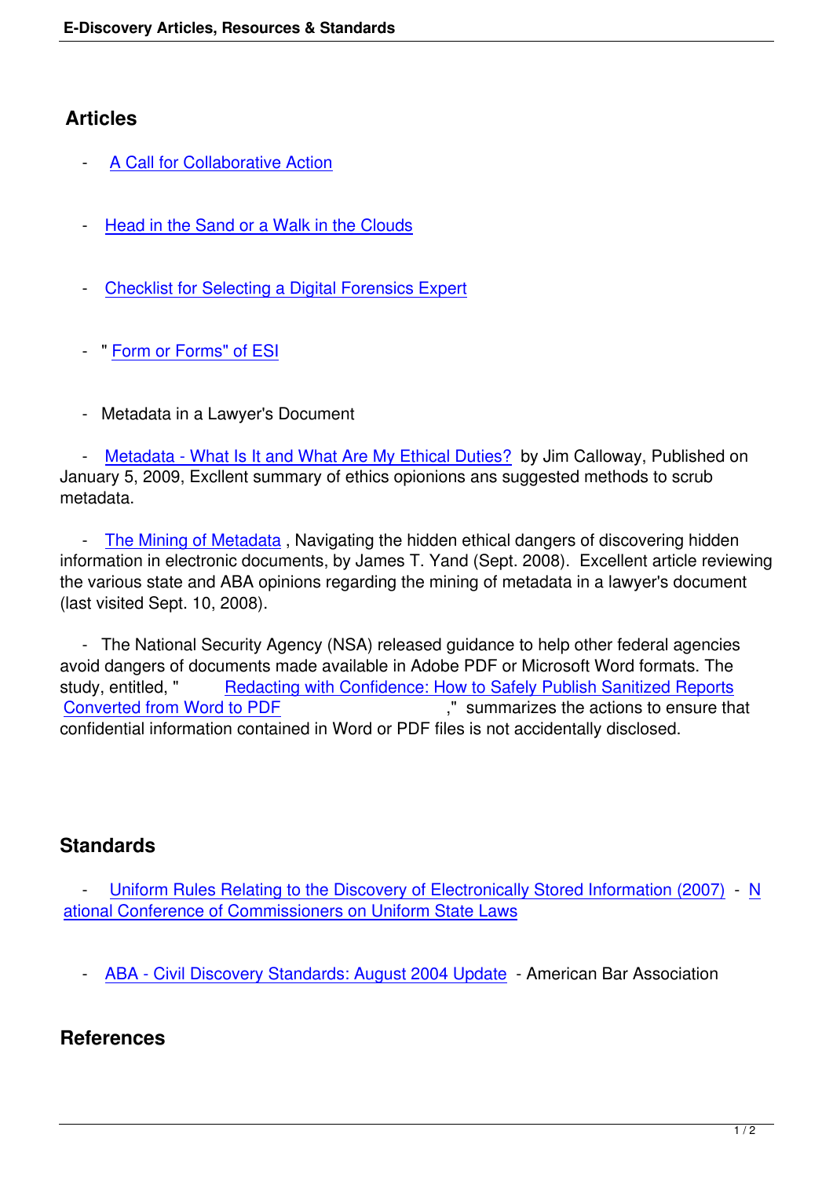## Articles

- A Call for Collaborative Action

- Head in the Sand or a Walk in the Clouds

- Checklist for Selecting a Digital Forensics Expert

- " Form or Forms" of ESI

- Metadata in a Lawyer's Document

  - Metadata - What Is It and What Are My Ethical Duties? by Jim Calloway, Published on January 5, 2009, Excllent summary of ethics opionions ans suggested methods to scrub metadata.

  - The Mining of Metadata , Navigating the hidden ethical dangers of discovering hidden information in electronic documents, by James T. Yand (Sept. 2008). Excellent article reviewing the various state and ABA opinions regarding the mining of metadata in a lawyer's document (last visited Sept. 10, 2008).

  - The National Security Agency (NSA) released guidance to help other federal agencies avoid dangers of documents made available in Adobe PDF or Microsoft Word formats. The study, entitled, " Redacting with Confidence: How to Safely Publish Sanitized Reports Converted from Word to PDF ," summarizes the actions to ensure that confidential information contained in Word or PDF files is not accidentally disclosed.

## Standards

- Uniform Rules Relating to the Discovery of Electronically Stored Information (2007) - National Conference of Commissioners on Uniform State Laws

- ABA - Civil Discovery Standards: August 2004 Update - American Bar Association

## References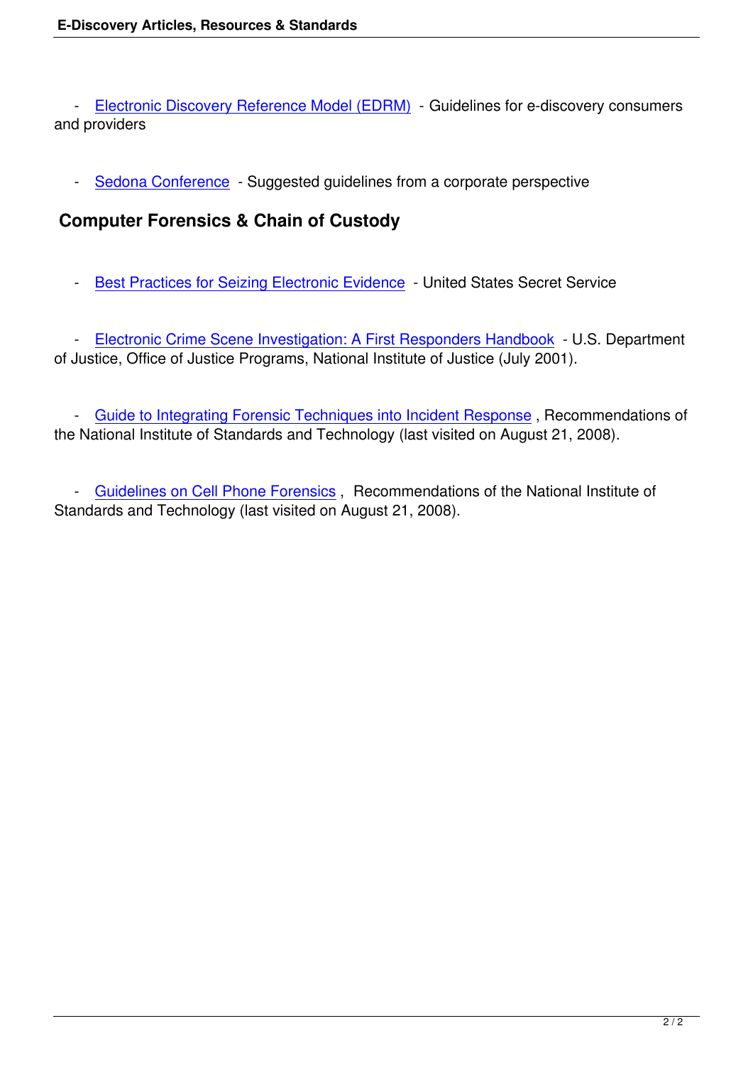- Electronic Discovery Reference Model (EDRM) - Guidelines for e-discovery consumers and providers

- Sedona Conference - Suggested guidelines from a corporate perspective

## Computer Forensics & Chain of Custody

- Best Practices for Seizing Electronic Evidence - United States Secret Service

- Electronic Crime Scene Investigation: A First Responders Handbook - U.S. Department of Justice, Office of Justice Programs, National Institute of Justice (July 2001).

- Guide to Integrating Forensic Techniques into Incident Response , Recommendations of the National Institute of Standards and Technology (last visited on August 21, 2008).

- Guidelines on Cell Phone Forensics , Recommendations of the National Institute of Standards and Technology (last visited on August 21, 2008).